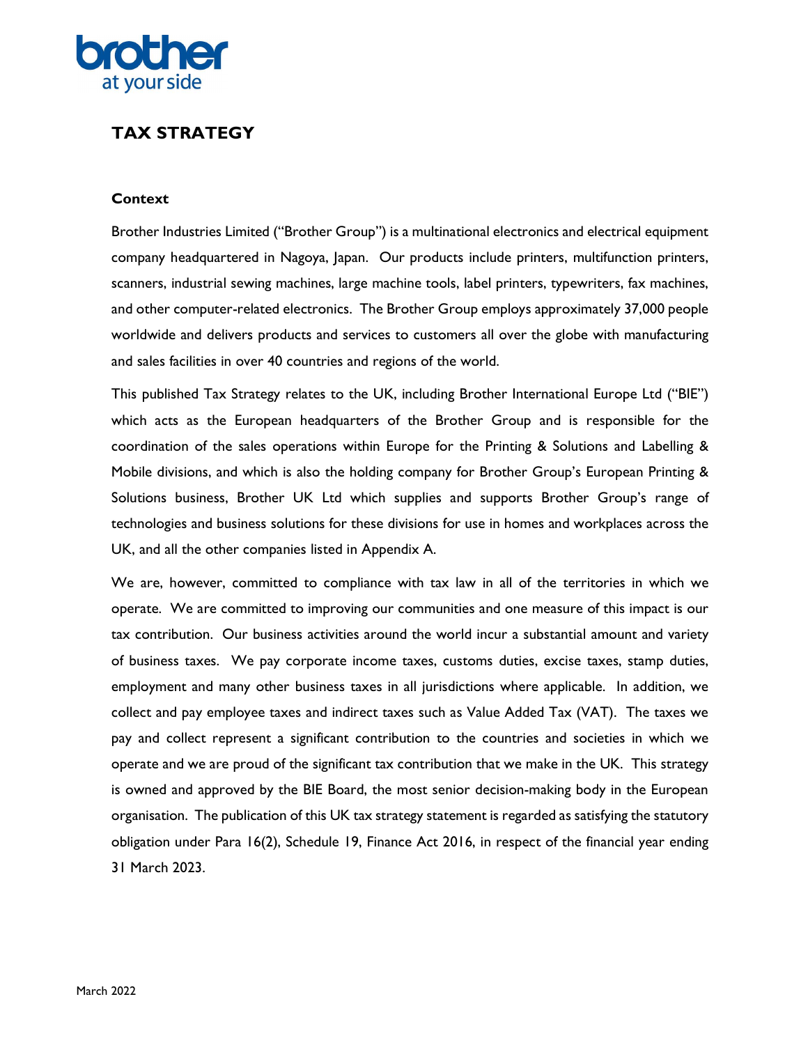# TAX STRATEGY

## Context

Brother Industries Limited ("Brother Group") is a multinational electronics and electrical equipment company headquartered in Nagoya, Japan. Our products include printers, multifunction printers, scanners, industrial sewing machines, large machine tools, label printers, typewriters, fax machines, and other computer-related electronics. The Brother Group employs approximately 37,000 people worldwide and delivers products and services to customers all over the globe with manufacturing and sales facilities in over 40 countries and regions of the world.

This published Tax Strategy relates to the UK, including Brother International Europe Ltd ("BIE") which acts as the European headquarters of the Brother Group and is responsible for the coordination of the sales operations within Europe for the Printing & Solutions and Labelling & Mobile divisions, and which is also the holding company for Brother Group's European Printing & Solutions business, Brother UK Ltd which supplies and supports Brother Group's range of technologies and business solutions for these divisions for use in homes and workplaces across the UK, and all the other companies listed in Appendix A.

We are, however, committed to compliance with tax law in all of the territories in which we operate. We are committed to improving our communities and one measure of this impact is our tax contribution. Our business activities around the world incur a substantial amount and variety of business taxes. We pay corporate income taxes, customs duties, excise taxes, stamp duties, employment and many other business taxes in all jurisdictions where applicable. In addition, we collect and pay employee taxes and indirect taxes such as Value Added Tax (VAT). The taxes we pay and collect represent a significant contribution to the countries and societies in which we operate and we are proud of the significant tax contribution that we make in the UK. This strategy is owned and approved by the BIE Board, the most senior decision-making body in the European organisation. The publication of this UK tax strategy statement is regarded as satisfying the statutory obligation under Para 16(2), Schedule 19, Finance Act 2016, in respect of the financial year ending 31 March 2023.

March 2022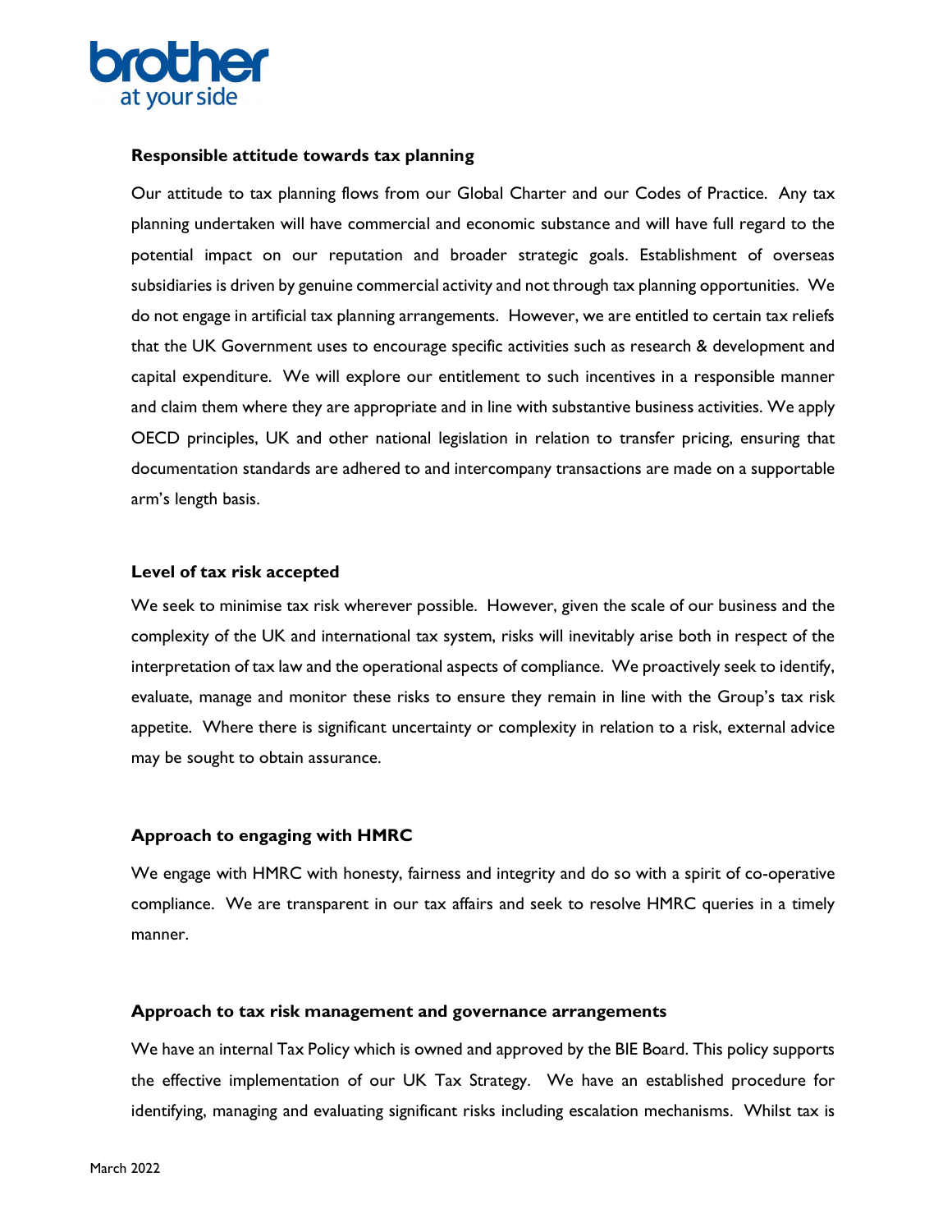### Responsible attitude towards tax planning

Our attitude to tax planning flows from our Global Charter and our Codes of Practice. Any tax planning undertaken will have commercial and economic substance and will have full regard to the potential impact on our reputation and broader strategic goals. Establishment of overseas subsidiaries is driven by genuine commercial activity and not through tax planning opportunities. We do not engage in artificial tax planning arrangements. However, we are entitled to certain tax reliefs that the UK Government uses to encourage specific activities such as research & development and capital expenditure. We will explore our entitlement to such incentives in a responsible manner and claim them where they are appropriate and in line with substantive business activities. We apply OECD principles, UK and other national legislation in relation to transfer pricing, ensuring that documentation standards are adhered to and intercompany transactions are made on a supportable arm's length basis.

### Level of tax risk accepted

We seek to minimise tax risk wherever possible. However, given the scale of our business and the complexity of the UK and international tax system, risks will inevitably arise both in respect of the interpretation of tax law and the operational aspects of compliance. We proactively seek to identify, evaluate, manage and monitor these risks to ensure they remain in line with the Group's tax risk appetite. Where there is significant uncertainty or complexity in relation to a risk, external advice may be sought to obtain assurance.

### Approach to engaging with HMRC

We engage with HMRC with honesty, fairness and integrity and do so with a spirit of co-operative compliance. We are transparent in our tax affairs and seek to resolve HMRC queries in a timely manner.

### Approach to tax risk management and governance arrangements

We have an internal Tax Policy which is owned and approved by the BIE Board. This policy supports the effective implementation of our UK Tax Strategy. We have an established procedure for identifying, managing and evaluating significant risks including escalation mechanisms. Whilst tax is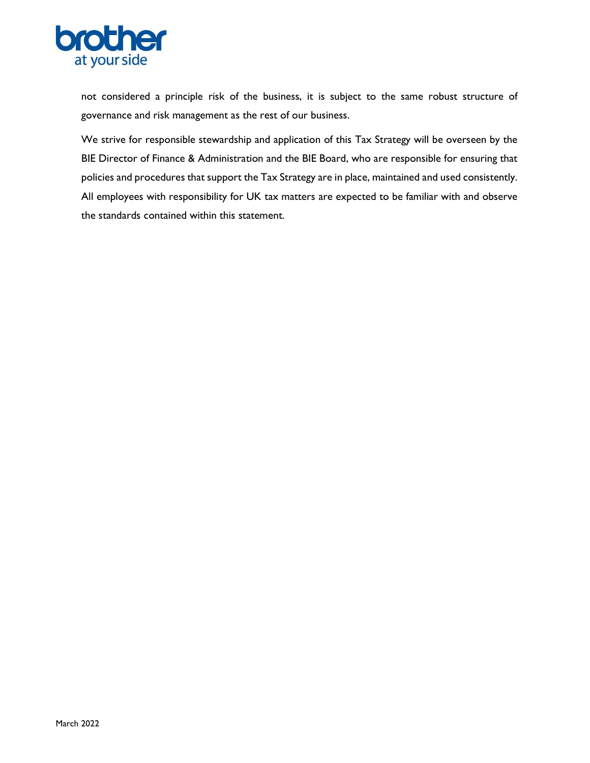not considered a principle risk of the business, it is subject to the same robust structure of governance and risk management as the rest of our business.

We strive for responsible stewardship and application of this Tax Strategy will be overseen by the BIE Director of Finance & Administration and the BIE Board, who are responsible for ensuring that policies and procedures that support the Tax Strategy are in place, maintained and used consistently. All employees with responsibility for UK tax matters are expected to be familiar with and observe the standards contained within this statement.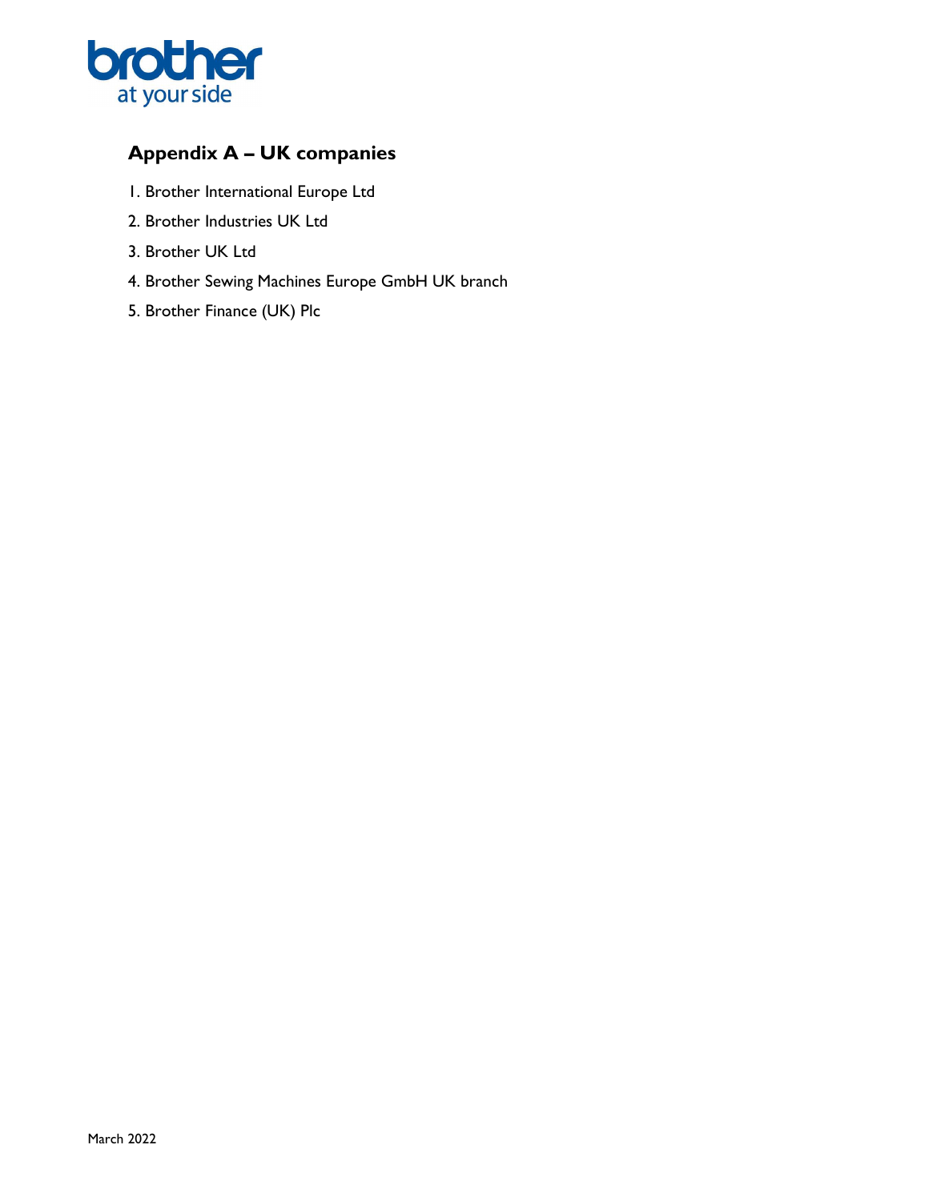## Appendix A – UK companies

1. Brother International Europe Ltd
2. Brother Industries UK Ltd
3. Brother UK Ltd
4. Brother Sewing Machines Europe GmbH UK branch
5. Brother Finance (UK) Plc